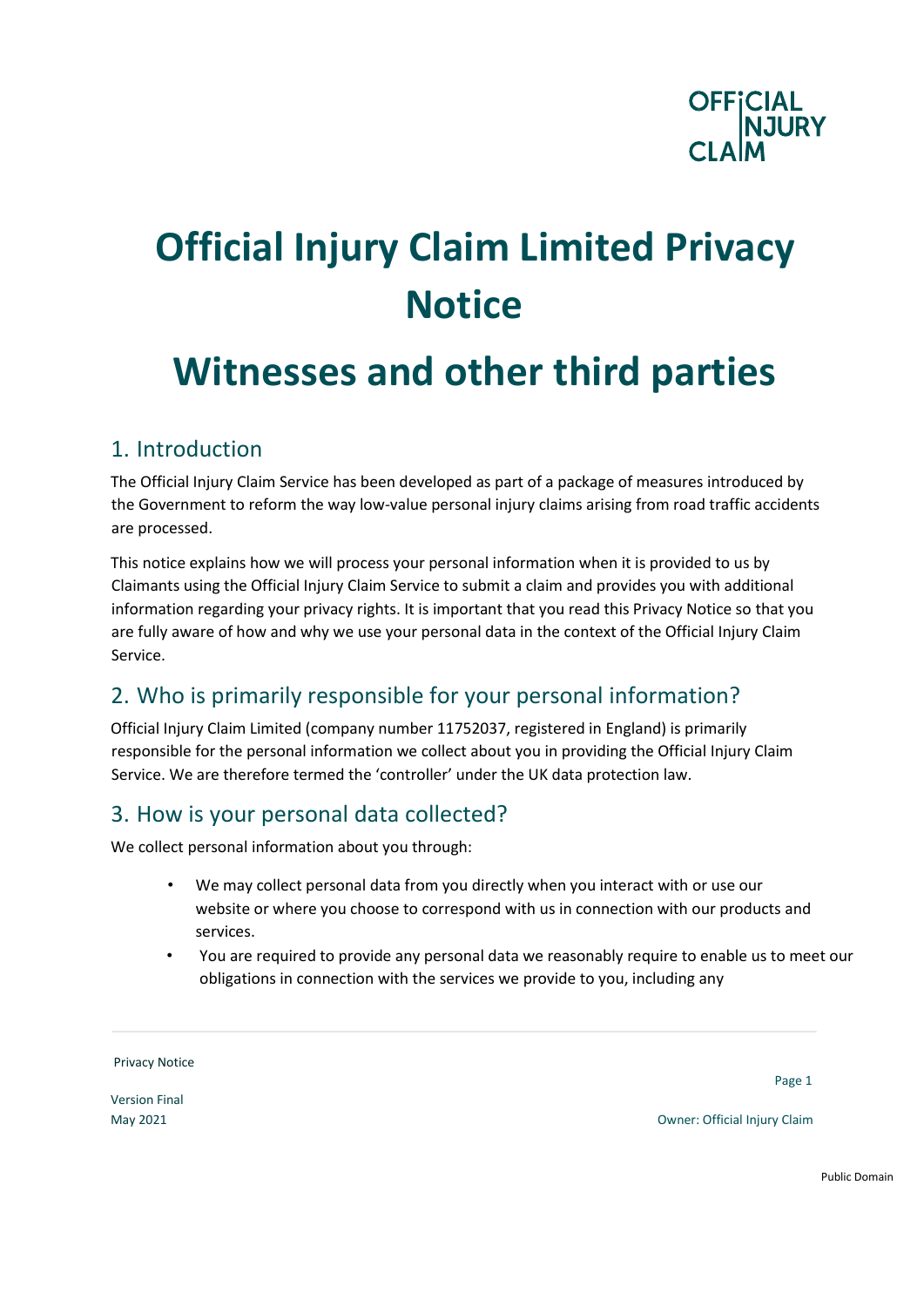# Official Injury Claim Limited Privacy Notice

# Witnesses and other third parties

## 1. Introduction

The Official Injury Claim Service has been developed as part of a package of measures introduced by the Government to reform the way low-value personal injury claims arising from road traffic accidents are processed.

This notice explains how we will process your personal information when it is provided to us by Claimants using the Official Injury Claim Service to submit a claim and provides you with additional information regarding your privacy rights. It is important that you read this Privacy Notice so that you are fully aware of how and why we use your personal data in the context of the Official Injury Claim Service.

## 2. Who is primarily responsible for your personal information?

Official Injury Claim Limited (company number 11752037, registered in England) is primarily responsible for the personal information we collect about you in providing the Official Injury Claim Service. We are therefore termed the 'controller' under the UK data protection law.

## 3. How is your personal data collected?

We collect personal information about you through:

- We may collect personal data from you directly when you interact with or use our website or where you choose to correspond with us in connection with our products and services.
- You are required to provide any personal data we reasonably require to enable us to meet our obligations in connection with the services we provide to you, including any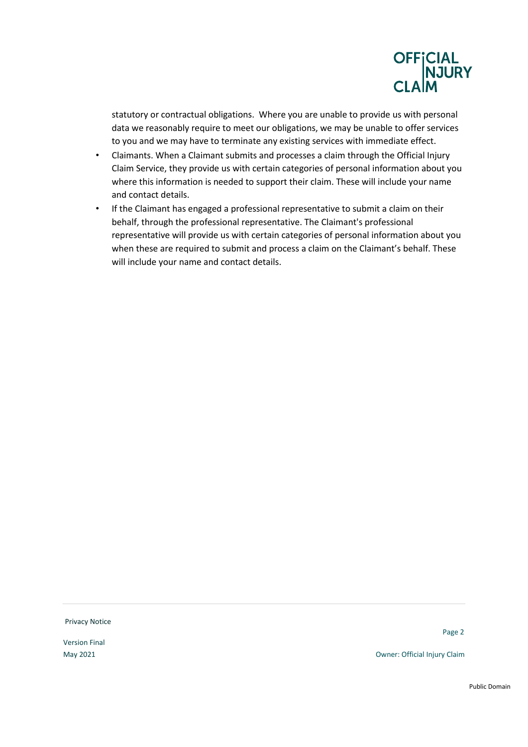statutory or contractual obligations. Where you are unable to provide us with personal data we reasonably require to meet our obligations, we may be unable to offer services to you and we may have to terminate any existing services with immediate effect.

- Claimants. When a Claimant submits and processes a claim through the Official Injury Claim Service, they provide us with certain categories of personal information about you where this information is needed to support their claim. These will include your name and contact details.
- If the Claimant has engaged a professional representative to submit a claim on their behalf, through the professional representative. The Claimant's professional representative will provide us with certain categories of personal information about you when these are required to submit and process a claim on the Claimant's behalf. These will include your name and contact details.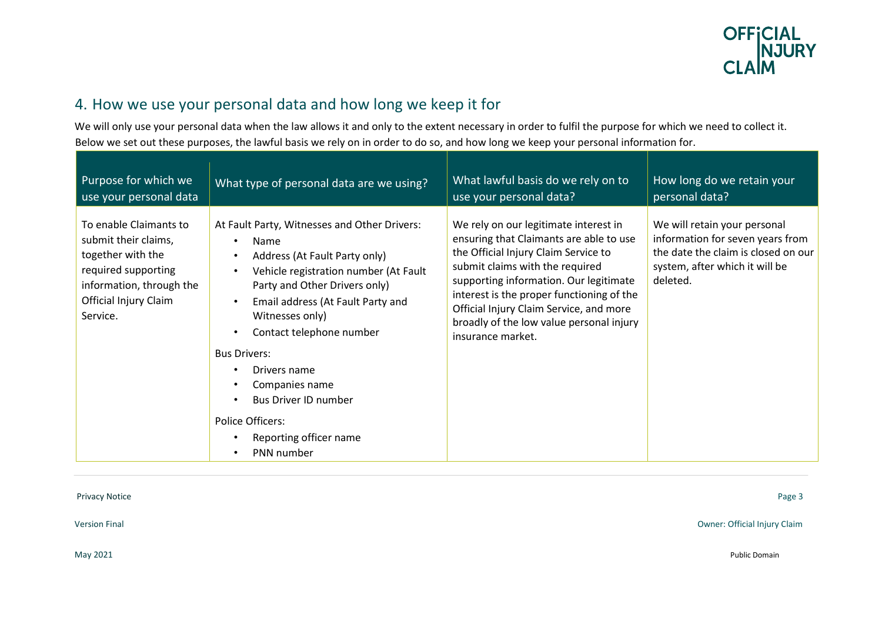## 4. How we use your personal data and how long we keep it for

We will only use your personal data when the law allows it and only to the extent necessary in order to fulfil the purpose for which we need to collect it. Below we set out these purposes, the lawful basis we rely on in order to do so, and how long we keep your personal information for.

| Purpose for which we use your personal data | What type of personal data are we using? | What lawful basis do we rely on to use your personal data? | How long do we retain your personal data? |
| --- | --- | --- | --- |
| To enable Claimants to submit their claims, together with the required supporting information, through the Official Injury Claim Service. | At Fault Party, Witnesses and Other Drivers:<br>• Name<br>• Address (At Fault Party only)<br>• Vehicle registration number (At Fault Party and Other Drivers only)<br>• Email address (At Fault Party and Witnesses only)<br>• Contact telephone number<br><br>Bus Drivers:<br>• Drivers name<br>• Companies name<br>• Bus Driver ID number<br><br>Police Officers:<br>• Reporting officer name<br>• PNN number | We rely on our legitimate interest in ensuring that Claimants are able to use the Official Injury Claim Service to submit claims with the required supporting information. Our legitimate interest is the proper functioning of the Official Injury Claim Service, and more broadly of the low value personal injury insurance market. | We will retain your personal information for seven years from the date the claim is closed on our system, after which it will be deleted. |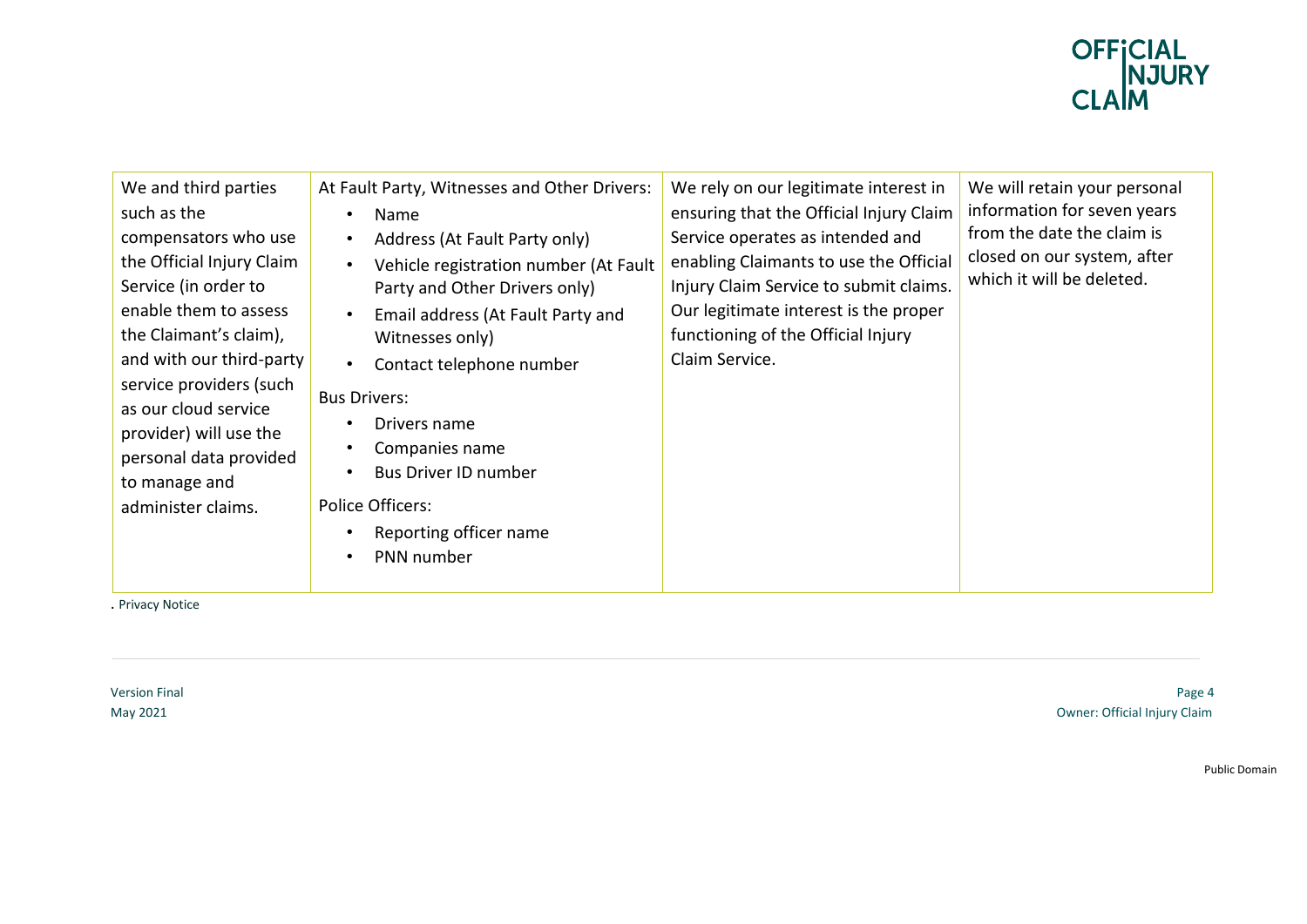| | | | |
|---|---|---|---|
| We and third parties such as the compensators who use the Official Injury Claim Service (in order to enable them to assess the Claimant's claim), and with our third-party service providers (such as our cloud service provider) will use the personal data provided to manage and administer claims. | At Fault Party, Witnesses and Other Drivers:<br>• Name<br>• Address (At Fault Party only)<br>• Vehicle registration number (At Fault Party and Other Drivers only)<br>• Email address (At Fault Party and Witnesses only)<br>• Contact telephone number<br><br>Bus Drivers:<br>• Drivers name<br>• Companies name<br>• Bus Driver ID number<br><br>Police Officers:<br>• Reporting officer name<br>• PNN number | We rely on our legitimate interest in ensuring that the Official Injury Claim Service operates as intended and enabling Claimants to use the Official Injury Claim Service to submit claims. Our legitimate interest is the proper functioning of the Official Injury Claim Service. | We will retain your personal information for seven years from the date the claim is closed on our system, after which it will be deleted. |

. Privacy Notice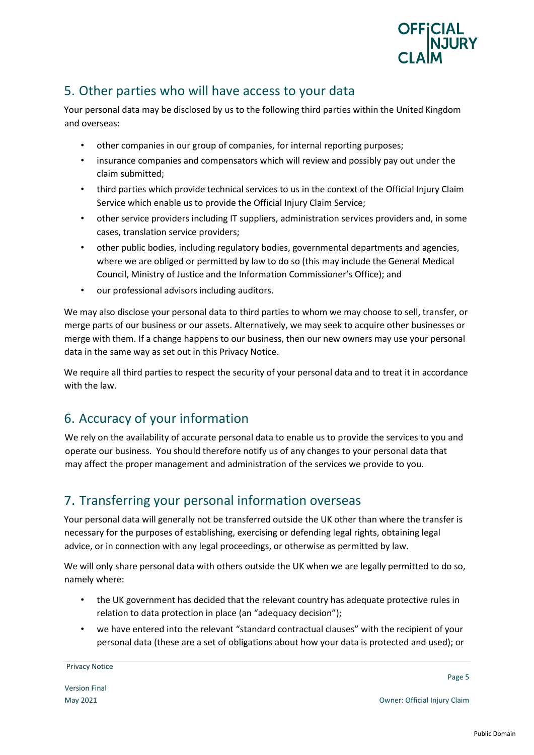## 5. Other parties who will have access to your data

Your personal data may be disclosed by us to the following third parties within the United Kingdom and overseas:

- other companies in our group of companies, for internal reporting purposes;
- insurance companies and compensators which will review and possibly pay out under the claim submitted;
- third parties which provide technical services to us in the context of the Official Injury Claim Service which enable us to provide the Official Injury Claim Service;
- other service providers including IT suppliers, administration services providers and, in some cases, translation service providers;
- other public bodies, including regulatory bodies, governmental departments and agencies, where we are obliged or permitted by law to do so (this may include the General Medical Council, Ministry of Justice and the Information Commissioner's Office); and
- our professional advisors including auditors.

We may also disclose your personal data to third parties to whom we may choose to sell, transfer, or merge parts of our business or our assets. Alternatively, we may seek to acquire other businesses or merge with them. If a change happens to our business, then our new owners may use your personal data in the same way as set out in this Privacy Notice.

We require all third parties to respect the security of your personal data and to treat it in accordance with the law.

## 6. Accuracy of your information

We rely on the availability of accurate personal data to enable us to provide the services to you and operate our business. You should therefore notify us of any changes to your personal data that may affect the proper management and administration of the services we provide to you.

## 7. Transferring your personal information overseas

Your personal data will generally not be transferred outside the UK other than where the transfer is necessary for the purposes of establishing, exercising or defending legal rights, obtaining legal advice, or in connection with any legal proceedings, or otherwise as permitted by law.

We will only share personal data with others outside the UK when we are legally permitted to do so, namely where:

- the UK government has decided that the relevant country has adequate protective rules in relation to data protection in place (an "adequacy decision");
- we have entered into the relevant "standard contractual clauses" with the recipient of your personal data (these are a set of obligations about how your data is protected and used); or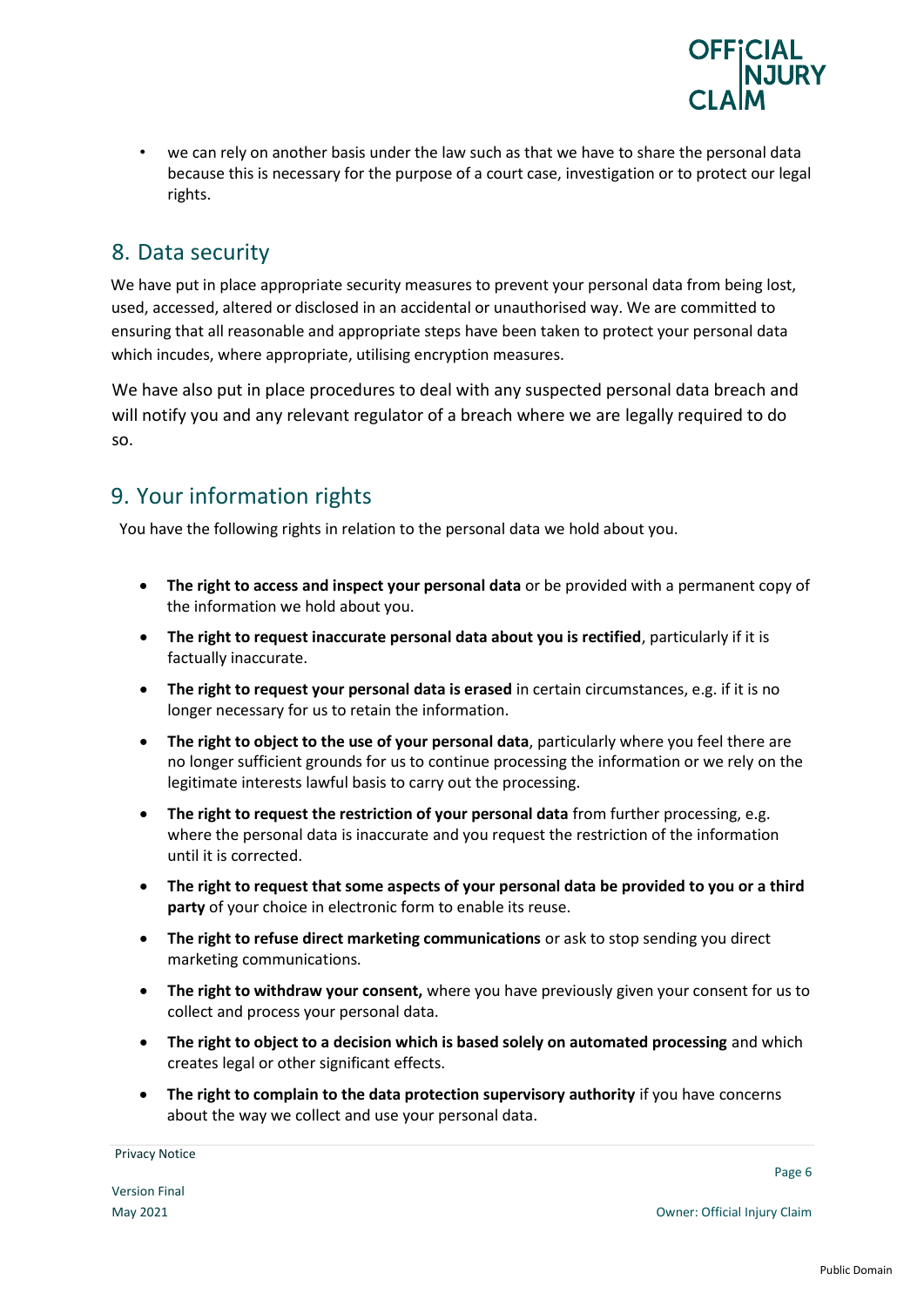- we can rely on another basis under the law such as that we have to share the personal data because this is necessary for the purpose of a court case, investigation or to protect our legal rights.

## 8. Data security

We have put in place appropriate security measures to prevent your personal data from being lost, used, accessed, altered or disclosed in an accidental or unauthorised way. We are committed to ensuring that all reasonable and appropriate steps have been taken to protect your personal data which incudes, where appropriate, utilising encryption measures.

We have also put in place procedures to deal with any suspected personal data breach and will notify you and any relevant regulator of a breach where we are legally required to do so.

## 9. Your information rights

You have the following rights in relation to the personal data we hold about you.

- **The right to access and inspect your personal data** or be provided with a permanent copy of the information we hold about you.
- **The right to request inaccurate personal data about you is rectified**, particularly if it is factually inaccurate.
- **The right to request your personal data is erased** in certain circumstances, e.g. if it is no longer necessary for us to retain the information.
- **The right to object to the use of your personal data**, particularly where you feel there are no longer sufficient grounds for us to continue processing the information or we rely on the legitimate interests lawful basis to carry out the processing.
- **The right to request the restriction of your personal data** from further processing, e.g. where the personal data is inaccurate and you request the restriction of the information until it is corrected.
- **The right to request that some aspects of your personal data be provided to you or a third party** of your choice in electronic form to enable its reuse.
- **The right to refuse direct marketing communications** or ask to stop sending you direct marketing communications.
- **The right to withdraw your consent,** where you have previously given your consent for us to collect and process your personal data.
- **The right to object to a decision which is based solely on automated processing** and which creates legal or other significant effects.
- **The right to complain to the data protection supervisory authority** if you have concerns about the way we collect and use your personal data.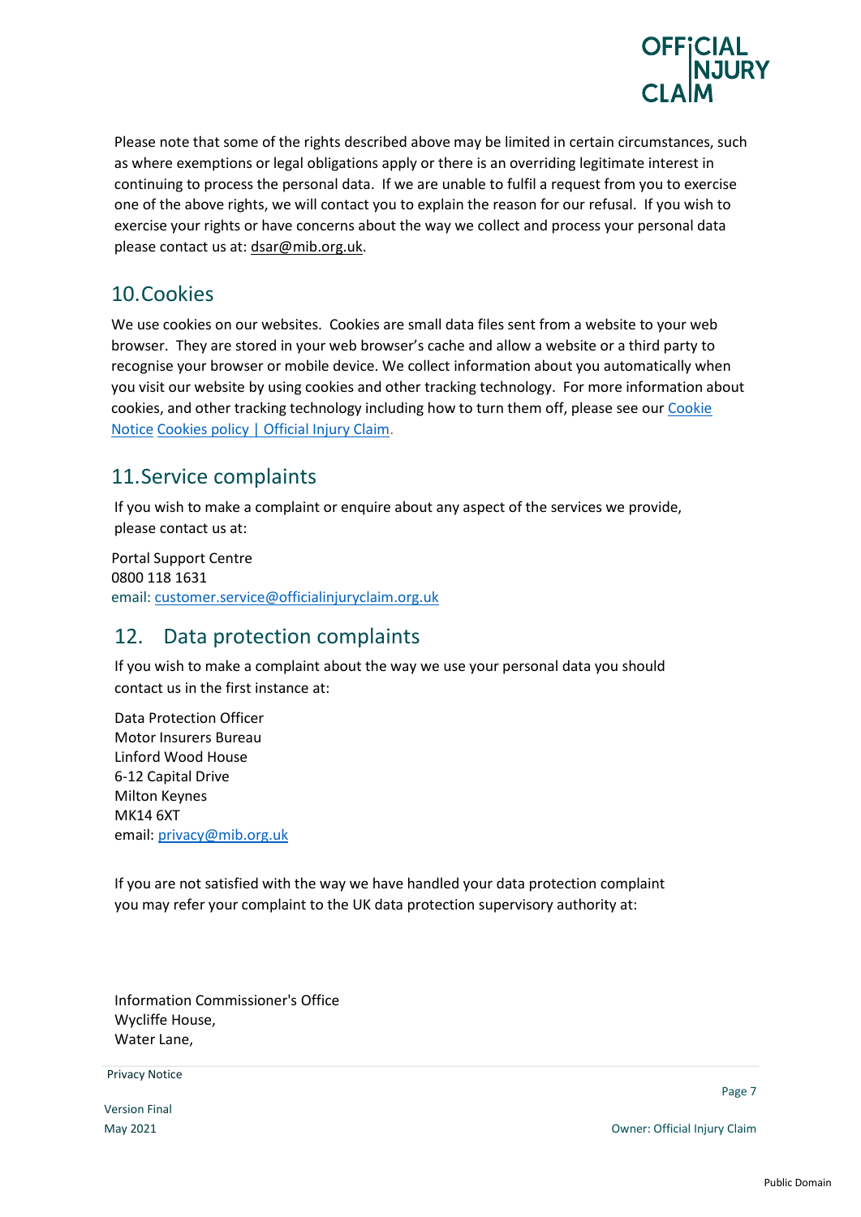Please note that some of the rights described above may be limited in certain circumstances, such as where exemptions or legal obligations apply or there is an overriding legitimate interest in continuing to process the personal data. If we are unable to fulfil a request from you to exercise one of the above rights, we will contact you to explain the reason for our refusal. If you wish to exercise your rights or have concerns about the way we collect and process your personal data please contact us at: dsar@mib.org.uk.

## 10. Cookies

We use cookies on our websites. Cookies are small data files sent from a website to your web browser. They are stored in your web browser's cache and allow a website or a third party to recognise your browser or mobile device. We collect information about you automatically when you visit our website by using cookies and other tracking technology. For more information about cookies, and other tracking technology including how to turn them off, please see our Cookie Notice Cookies policy | Official Injury Claim.

## 11. Service complaints

If you wish to make a complaint or enquire about any aspect of the services we provide, please contact us at:

Portal Support Centre
0800 118 1631
email: customer.service@officialinjuryclaim.org.uk

## 12. Data protection complaints

If you wish to make a complaint about the way we use your personal data you should contact us in the first instance at:

Data Protection Officer
Motor Insurers Bureau
Linford Wood House
6-12 Capital Drive
Milton Keynes
MK14 6XT
email: privacy@mib.org.uk

If you are not satisfied with the way we have handled your data protection complaint you may refer your complaint to the UK data protection supervisory authority at:

Information Commissioner's Office
Wycliffe House,
Water Lane,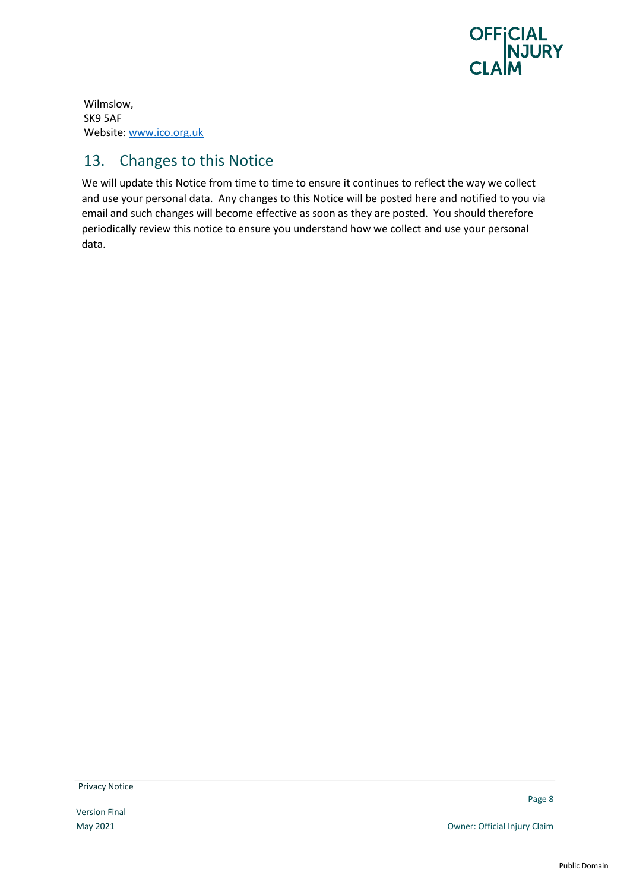Wilmslow,
SK9 5AF
Website: [www.ico.org.uk](http://www.ico.org.uk)

## 13. Changes to this Notice

We will update this Notice from time to time to ensure it continues to reflect the way we collect and use your personal data. Any changes to this Notice will be posted here and notified to you via email and such changes will become effective as soon as they are posted. You should therefore periodically review this notice to ensure you understand how we collect and use your personal data.